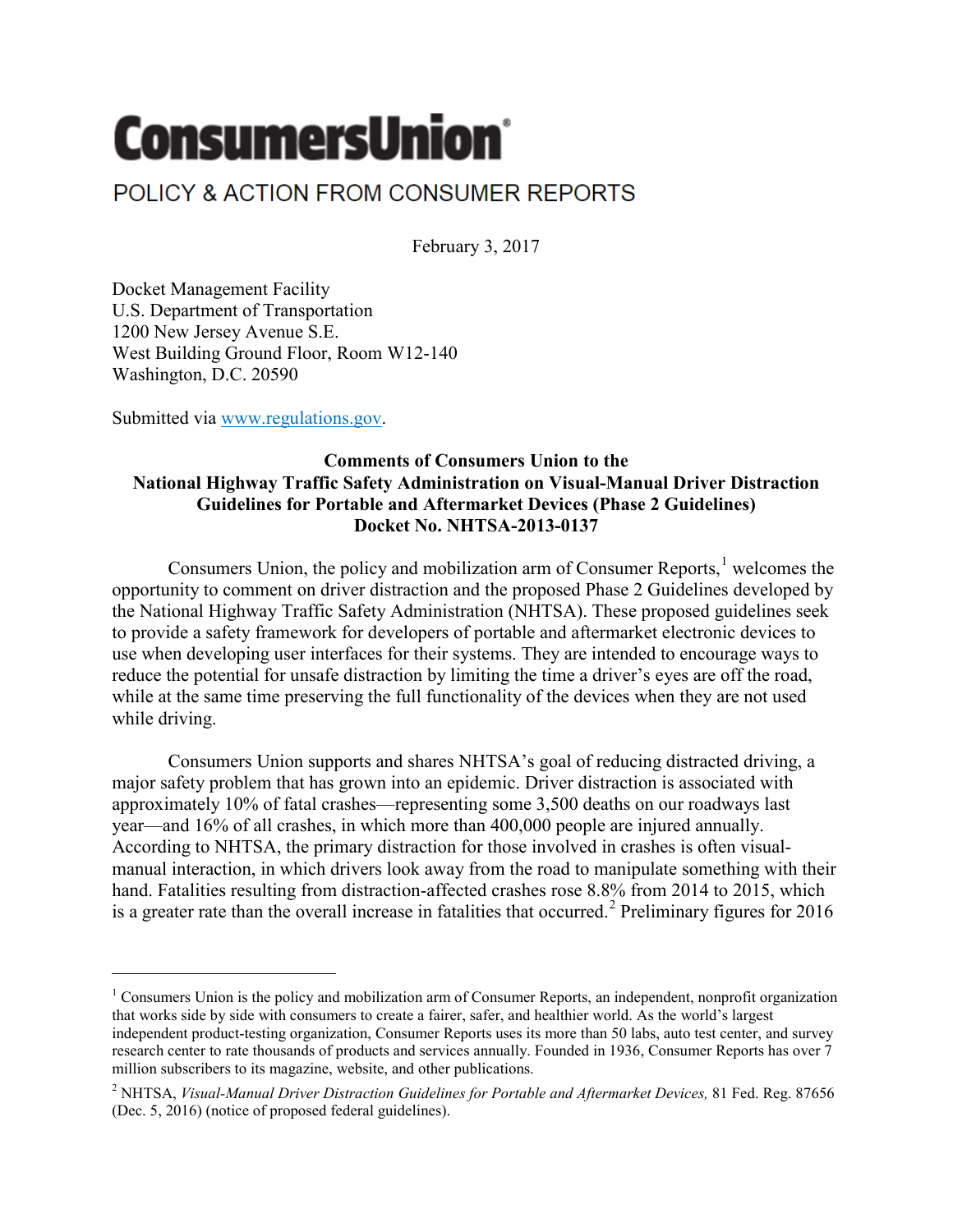# ConsumersUnion®

POLICY & ACTION FROM CONSUMER REPORTS

February 3, 2017

Docket Management Facility
U.S. Department of Transportation
1200 New Jersey Avenue S.E.
West Building Ground Floor, Room W12-140
Washington, D.C. 20590

Submitted via [www.regulations.gov](www.regulations.gov).

**Comments of Consumers Union to the**
**National Highway Traffic Safety Administration on Visual-Manual Driver Distraction Guidelines for Portable and Aftermarket Devices (Phase 2 Guidelines)**
**Docket No. NHTSA-2013-0137**

Consumers Union, the policy and mobilization arm of Consumer Reports,[1] welcomes the opportunity to comment on driver distraction and the proposed Phase 2 Guidelines developed by the National Highway Traffic Safety Administration (NHTSA). These proposed guidelines seek to provide a safety framework for developers of portable and aftermarket electronic devices to use when developing user interfaces for their systems. They are intended to encourage ways to reduce the potential for unsafe distraction by limiting the time a driver's eyes are off the road, while at the same time preserving the full functionality of the devices when they are not used while driving.

Consumers Union supports and shares NHTSA's goal of reducing distracted driving, a major safety problem that has grown into an epidemic. Driver distraction is associated with approximately 10% of fatal crashes—representing some 3,500 deaths on our roadways last year—and 16% of all crashes, in which more than 400,000 people are injured annually. According to NHTSA, the primary distraction for those involved in crashes is often visual-manual interaction, in which drivers look away from the road to manipulate something with their hand. Fatalities resulting from distraction-affected crashes rose 8.8% from 2014 to 2015, which is a greater rate than the overall increase in fatalities that occurred.[2] Preliminary figures for 2016

---

[1] Consumers Union is the policy and mobilization arm of Consumer Reports, an independent, nonprofit organization that works side by side with consumers to create a fairer, safer, and healthier world. As the world's largest independent product-testing organization, Consumer Reports uses its more than 50 labs, auto test center, and survey research center to rate thousands of products and services annually. Founded in 1936, Consumer Reports has over 7 million subscribers to its magazine, website, and other publications.

[2] NHTSA, *Visual-Manual Driver Distraction Guidelines for Portable and Aftermarket Devices,* 81 Fed. Reg. 87656 (Dec. 5, 2016) (notice of proposed federal guidelines).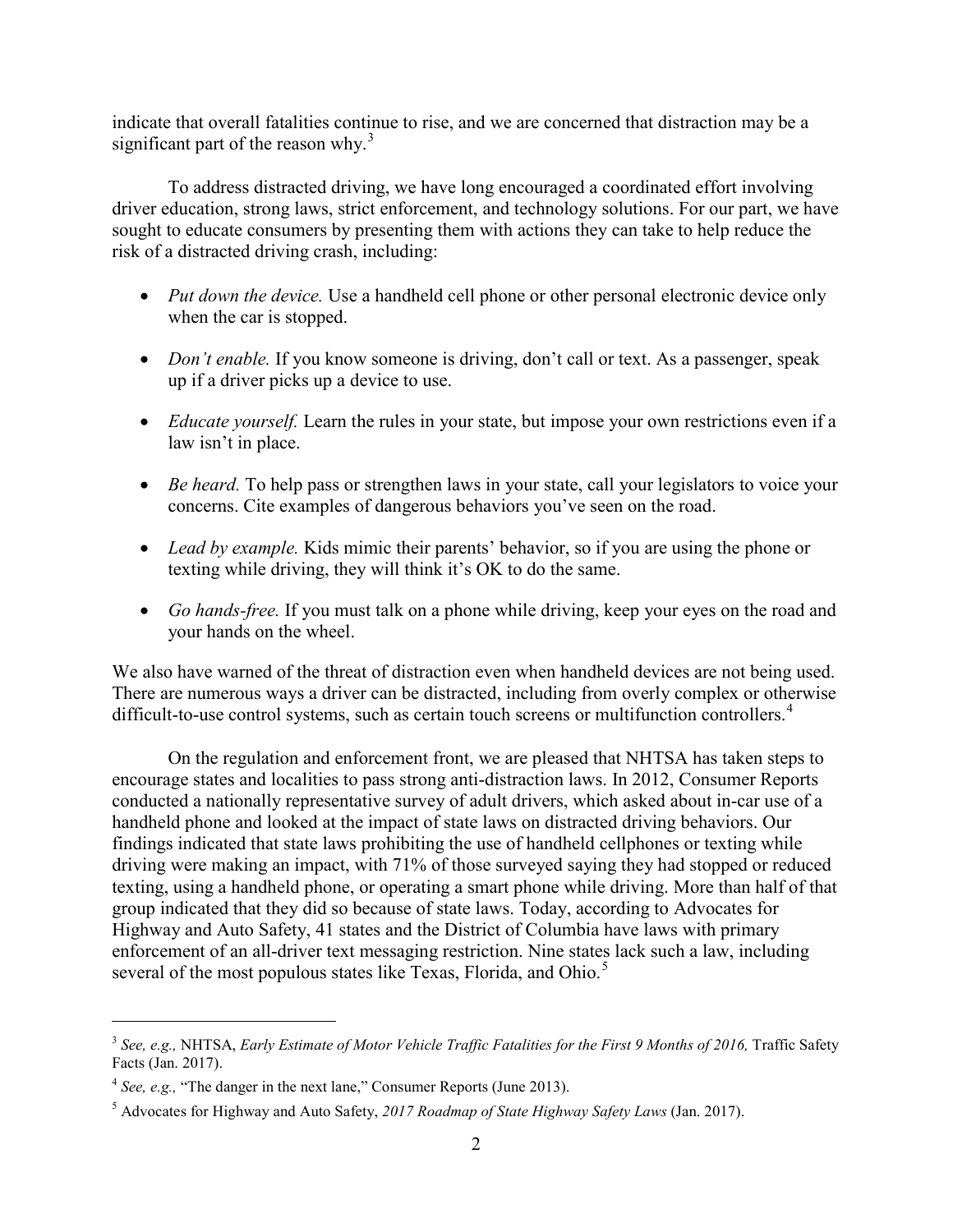indicate that overall fatalities continue to rise, and we are concerned that distraction may be a significant part of the reason why.[3]

To address distracted driving, we have long encouraged a coordinated effort involving driver education, strong laws, strict enforcement, and technology solutions. For our part, we have sought to educate consumers by presenting them with actions they can take to help reduce the risk of a distracted driving crash, including:

- *Put down the device.* Use a handheld cell phone or other personal electronic device only when the car is stopped.
- *Don't enable.* If you know someone is driving, don't call or text. As a passenger, speak up if a driver picks up a device to use.
- *Educate yourself.* Learn the rules in your state, but impose your own restrictions even if a law isn't in place.
- *Be heard.* To help pass or strengthen laws in your state, call your legislators to voice your concerns. Cite examples of dangerous behaviors you've seen on the road.
- *Lead by example.* Kids mimic their parents' behavior, so if you are using the phone or texting while driving, they will think it's OK to do the same.
- *Go hands-free.* If you must talk on a phone while driving, keep your eyes on the road and your hands on the wheel.

We also have warned of the threat of distraction even when handheld devices are not being used. There are numerous ways a driver can be distracted, including from overly complex or otherwise difficult-to-use control systems, such as certain touch screens or multifunction controllers.[4]

On the regulation and enforcement front, we are pleased that NHTSA has taken steps to encourage states and localities to pass strong anti-distraction laws. In 2012, Consumer Reports conducted a nationally representative survey of adult drivers, which asked about in-car use of a handheld phone and looked at the impact of state laws on distracted driving behaviors. Our findings indicated that state laws prohibiting the use of handheld cellphones or texting while driving were making an impact, with 71% of those surveyed saying they had stopped or reduced texting, using a handheld phone, or operating a smart phone while driving. More than half of that group indicated that they did so because of state laws. Today, according to Advocates for Highway and Auto Safety, 41 states and the District of Columbia have laws with primary enforcement of an all-driver text messaging restriction. Nine states lack such a law, including several of the most populous states like Texas, Florida, and Ohio.[5]

---

[3] *See, e.g.,* NHTSA, *Early Estimate of Motor Vehicle Traffic Fatalities for the First 9 Months of 2016,* Traffic Safety Facts (Jan. 2017).

[4] *See, e.g.,* "The danger in the next lane," Consumer Reports (June 2013).

[5] Advocates for Highway and Auto Safety, *2017 Roadmap of State Highway Safety Laws* (Jan. 2017).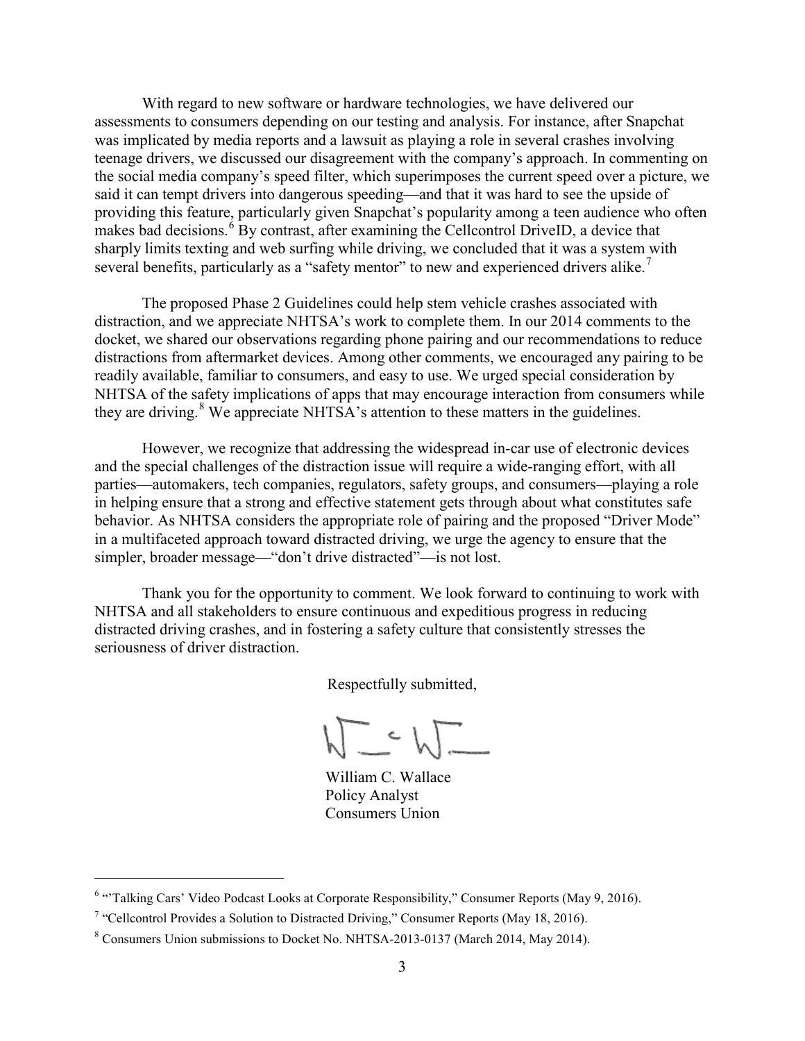With regard to new software or hardware technologies, we have delivered our assessments to consumers depending on our testing and analysis. For instance, after Snapchat was implicated by media reports and a lawsuit as playing a role in several crashes involving teenage drivers, we discussed our disagreement with the company's approach. In commenting on the social media company's speed filter, which superimposes the current speed over a picture, we said it can tempt drivers into dangerous speeding—and that it was hard to see the upside of providing this feature, particularly given Snapchat's popularity among a teen audience who often makes bad decisions.[6] By contrast, after examining the Cellcontrol DriveID, a device that sharply limits texting and web surfing while driving, we concluded that it was a system with several benefits, particularly as a "safety mentor" to new and experienced drivers alike.[7]

The proposed Phase 2 Guidelines could help stem vehicle crashes associated with distraction, and we appreciate NHTSA's work to complete them. In our 2014 comments to the docket, we shared our observations regarding phone pairing and our recommendations to reduce distractions from aftermarket devices. Among other comments, we encouraged any pairing to be readily available, familiar to consumers, and easy to use. We urged special consideration by NHTSA of the safety implications of apps that may encourage interaction from consumers while they are driving.[8] We appreciate NHTSA's attention to these matters in the guidelines.

However, we recognize that addressing the widespread in-car use of electronic devices and the special challenges of the distraction issue will require a wide-ranging effort, with all parties—automakers, tech companies, regulators, safety groups, and consumers—playing a role in helping ensure that a strong and effective statement gets through about what constitutes safe behavior. As NHTSA considers the appropriate role of pairing and the proposed "Driver Mode" in a multifaceted approach toward distracted driving, we urge the agency to ensure that the simpler, broader message—"don't drive distracted"—is not lost.

Thank you for the opportunity to comment. We look forward to continuing to work with NHTSA and all stakeholders to ensure continuous and expeditious progress in reducing distracted driving crashes, and in fostering a safety culture that consistently stresses the seriousness of driver distraction.

Respectfully submitted,

William C. Wallace
Policy Analyst
Consumers Union

---

[6] "'Talking Cars' Video Podcast Looks at Corporate Responsibility," Consumer Reports (May 9, 2016).

[7] "Cellcontrol Provides a Solution to Distracted Driving," Consumer Reports (May 18, 2016).

[8] Consumers Union submissions to Docket No. NHTSA-2013-0137 (March 2014, May 2014).